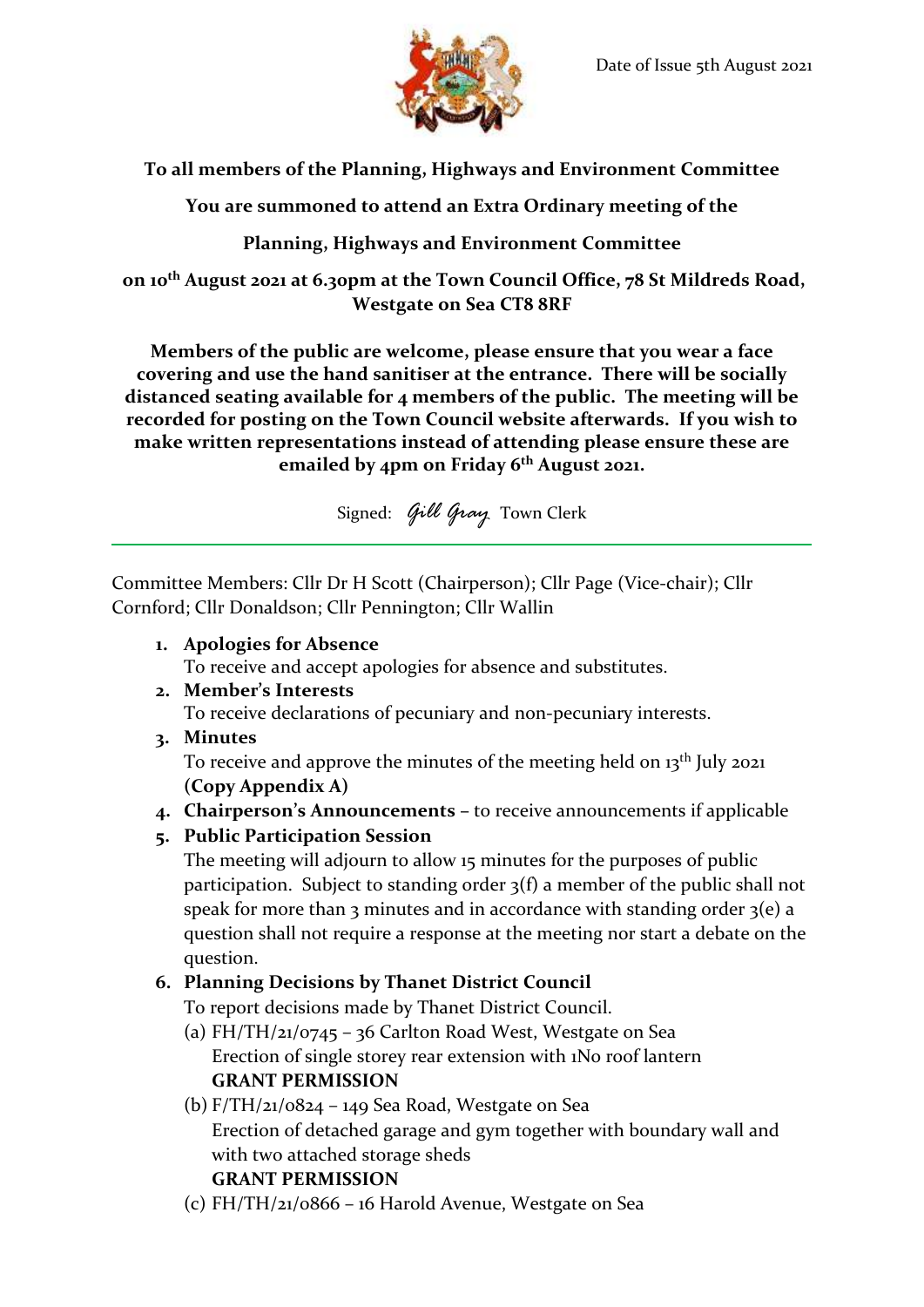Date of Issue 5th August 2021

**To all members of the Planning, Highways and Environment Committee**

**You are summoned to attend an Extra Ordinary meeting of the**

**Planning, Highways and Environment Committee**

**on 10th August 2021 at 6.30pm at the Town Council Office, 78 St Mildreds Road, Westgate on Sea CT8 8RF**

**Members of the public are welcome, please ensure that you wear a face covering and use the hand sanitiser at the entrance. There will be socially distanced seating available for 4 members of the public. The meeting will be recorded for posting on the Town Council website afterwards. If you wish to make written representations instead of attending please ensure these are emailed by 4pm on Friday 6th August 2021.**

Signed: *Gill Gray* Town Clerk

---

Committee Members: Cllr Dr H Scott (Chairperson); Cllr Page (Vice-chair); Cllr Cornford; Cllr Donaldson; Cllr Pennington; Cllr Wallin

1. **Apologies for Absence**
   To receive and accept apologies for absence and substitutes.
2. **Member's Interests**
   To receive declarations of pecuniary and non-pecuniary interests.
3. **Minutes**
   To receive and approve the minutes of the meeting held on 13th July 2021 **(Copy Appendix A)**
4. **Chairperson's Announcements** – to receive announcements if applicable
5. **Public Participation Session**
   The meeting will adjourn to allow 15 minutes for the purposes of public participation. Subject to standing order 3(f) a member of the public shall not speak for more than 3 minutes and in accordance with standing order 3(e) a question shall not require a response at the meeting nor start a debate on the question.
6. **Planning Decisions by Thanet District Council**
   To report decisions made by Thanet District Council.
   (a) FH/TH/21/0745 – 36 Carlton Road West, Westgate on Sea
   Erection of single storey rear extension with 1No roof lantern
   **GRANT PERMISSION**
   (b) F/TH/21/0824 – 149 Sea Road, Westgate on Sea
   Erection of detached garage and gym together with boundary wall and with two attached storage sheds
   **GRANT PERMISSION**
   (c) FH/TH/21/0866 – 16 Harold Avenue, Westgate on Sea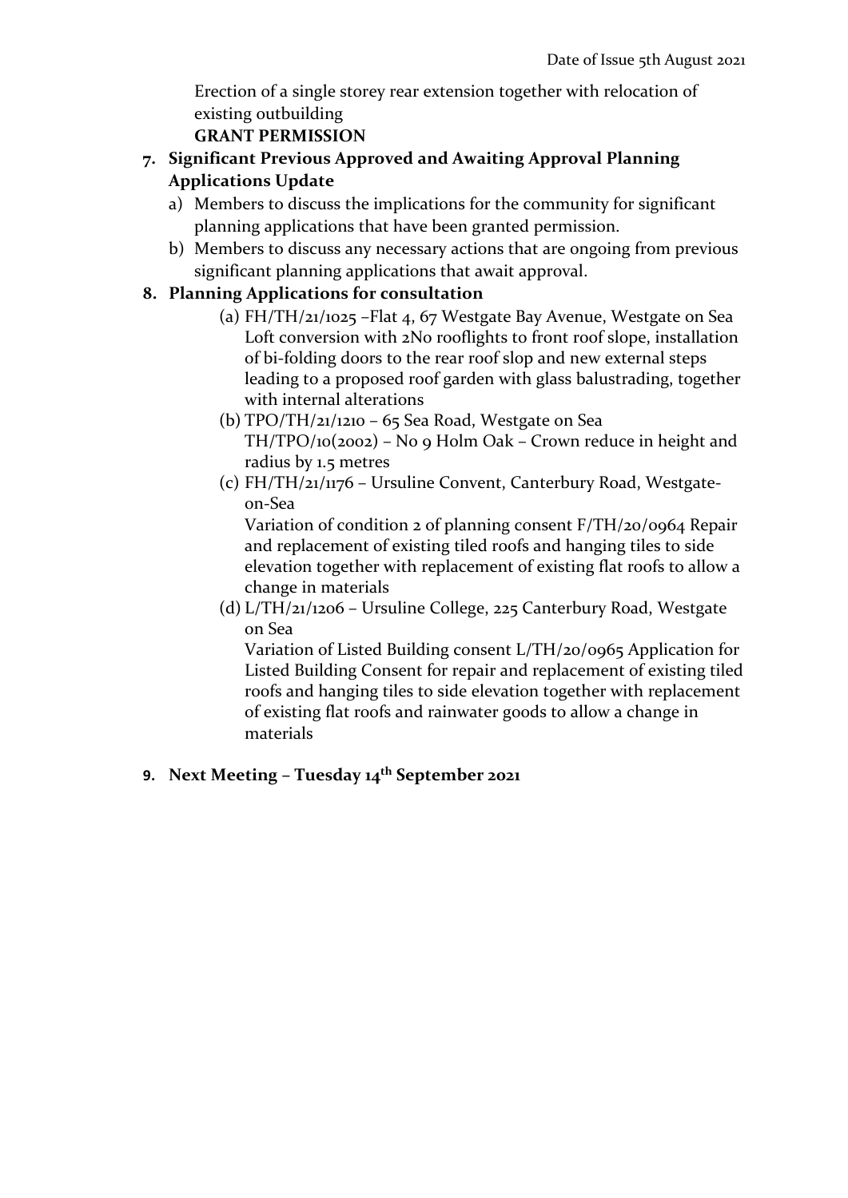Date of Issue 5th August 2021

Erection of a single storey rear extension together with relocation of existing outbuilding

**GRANT PERMISSION**

7. **Significant Previous Approved and Awaiting Approval Planning Applications Update**
   a) Members to discuss the implications for the community for significant planning applications that have been granted permission.
   b) Members to discuss any necessary actions that are ongoing from previous significant planning applications that await approval.

8. **Planning Applications for consultation**
   (a) FH/TH/21/1025 –Flat 4, 67 Westgate Bay Avenue, Westgate on Sea
   Loft conversion with 2No rooflights to front roof slope, installation of bi-folding doors to the rear roof slop and new external steps leading to a proposed roof garden with glass balustrading, together with internal alterations
   (b) TPO/TH/21/1210 – 65 Sea Road, Westgate on Sea
   TH/TPO/10(2002) – No 9 Holm Oak – Crown reduce in height and radius by 1.5 metres
   (c) FH/TH/21/1176 – Ursuline Convent, Canterbury Road, Westgate-on-Sea
   Variation of condition 2 of planning consent F/TH/20/0964 Repair and replacement of existing tiled roofs and hanging tiles to side elevation together with replacement of existing flat roofs to allow a change in materials
   (d) L/TH/21/1206 – Ursuline College, 225 Canterbury Road, Westgate on Sea
   Variation of Listed Building consent L/TH/20/0965 Application for Listed Building Consent for repair and replacement of existing tiled roofs and hanging tiles to side elevation together with replacement of existing flat roofs and rainwater goods to allow a change in materials

9. **Next Meeting – Tuesday 14th September 2021**